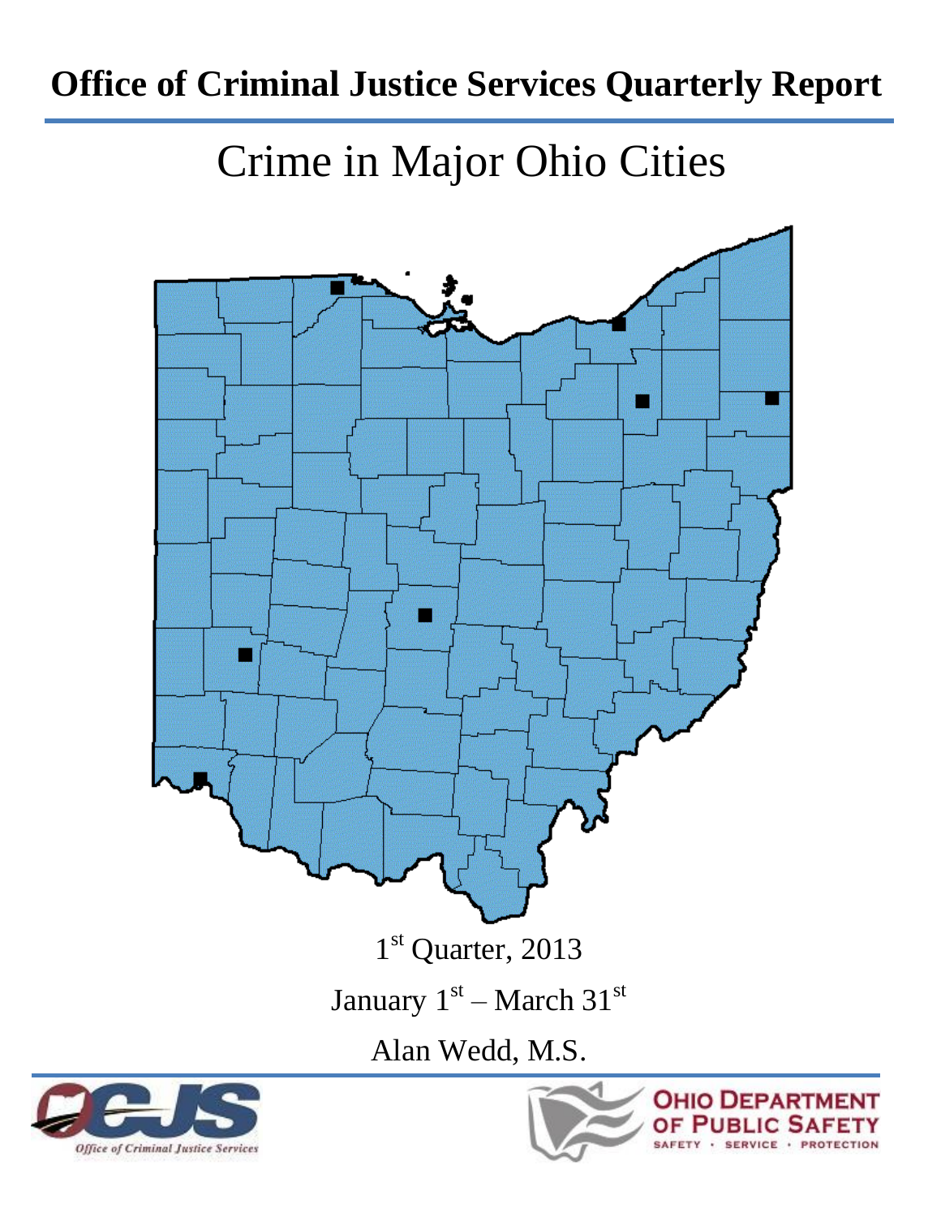# Office of Criminal Justice Services Quarterly Report

## Crime in Major Ohio Cities

1st Quarter, 2013

January 1st – March 31st

Alan Wedd, M.S.

Office of Criminal Justice Services

OHIO DEPARTMENT OF PUBLIC SAFETY

SAFETY · SERVICE · PROTECTION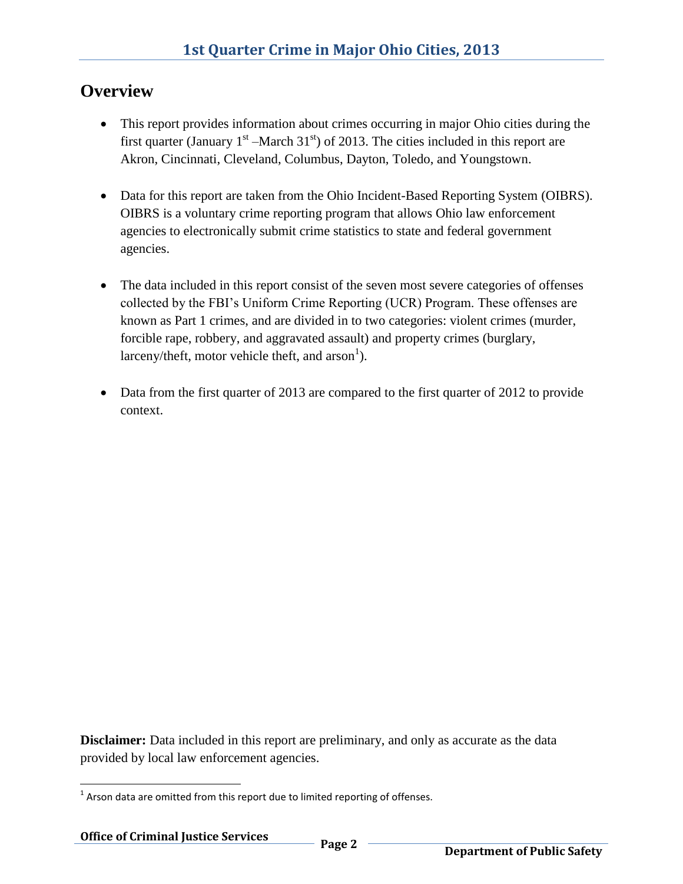## Overview

- This report provides information about crimes occurring in major Ohio cities during the first quarter (January 1st –March 31st) of 2013. The cities included in this report are Akron, Cincinnati, Cleveland, Columbus, Dayton, Toledo, and Youngstown.

- Data for this report are taken from the Ohio Incident-Based Reporting System (OIBRS). OIBRS is a voluntary crime reporting program that allows Ohio law enforcement agencies to electronically submit crime statistics to state and federal government agencies.

- The data included in this report consist of the seven most severe categories of offenses collected by the FBI's Uniform Crime Reporting (UCR) Program. These offenses are known as Part 1 crimes, and are divided in to two categories: violent crimes (murder, forcible rape, robbery, and aggravated assault) and property crimes (burglary, larceny/theft, motor vehicle theft, and arson[1]).

- Data from the first quarter of 2013 are compared to the first quarter of 2012 to provide context.

**Disclaimer:** Data included in this report are preliminary, and only as accurate as the data provided by local law enforcement agencies.

[1] Arson data are omitted from this report due to limited reporting of offenses.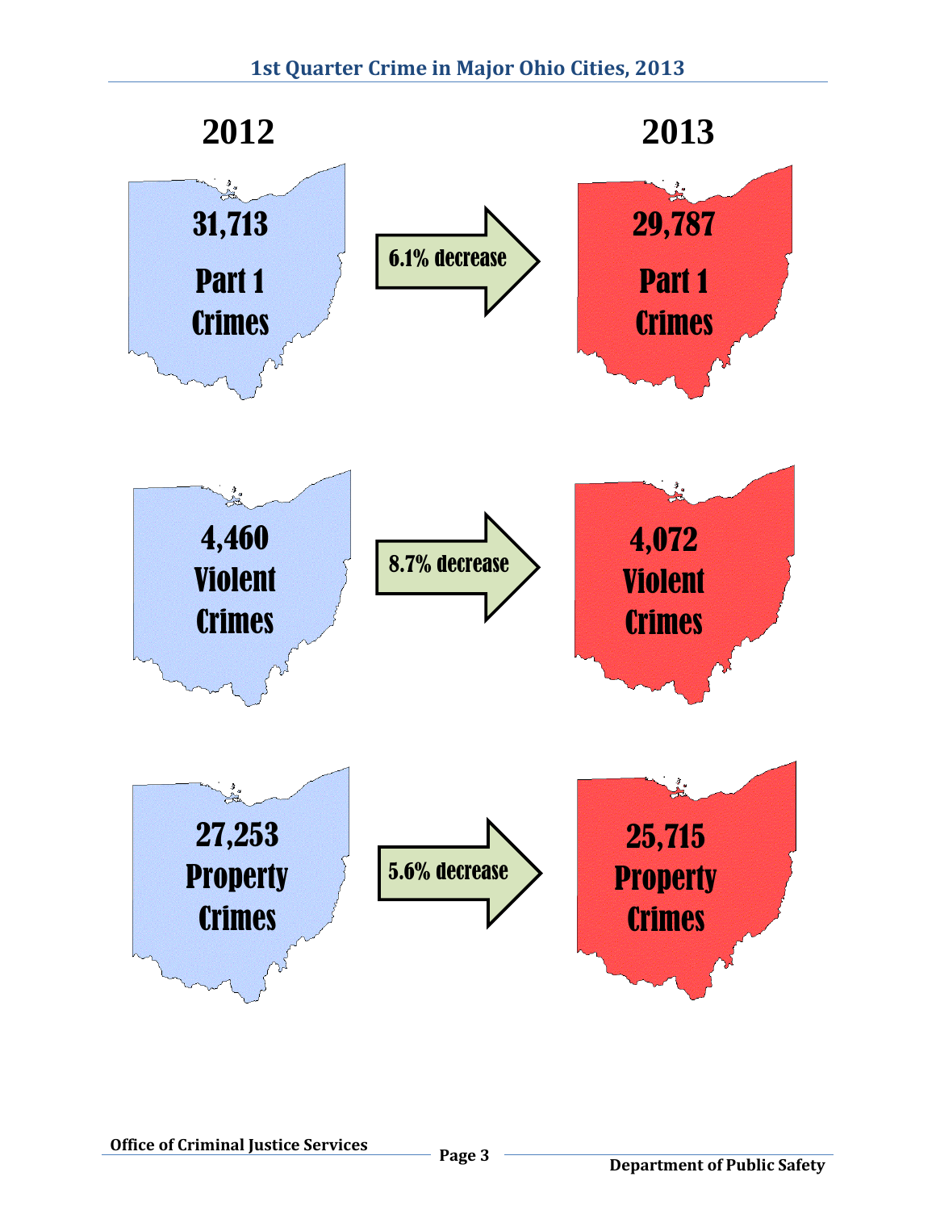## 1st Quarter Crime in Major Ohio Cities, 2013

| 2012 | | 2013 |
| --- | --- | --- |
| 31,713 Part 1 Crimes | 6.1% decrease | 29,787 Part 1 Crimes |
| 4,460 Violent Crimes | 8.7% decrease | 4,072 Violent Crimes |
| 27,253 Property Crimes | 5.6% decrease | 25,715 Property Crimes |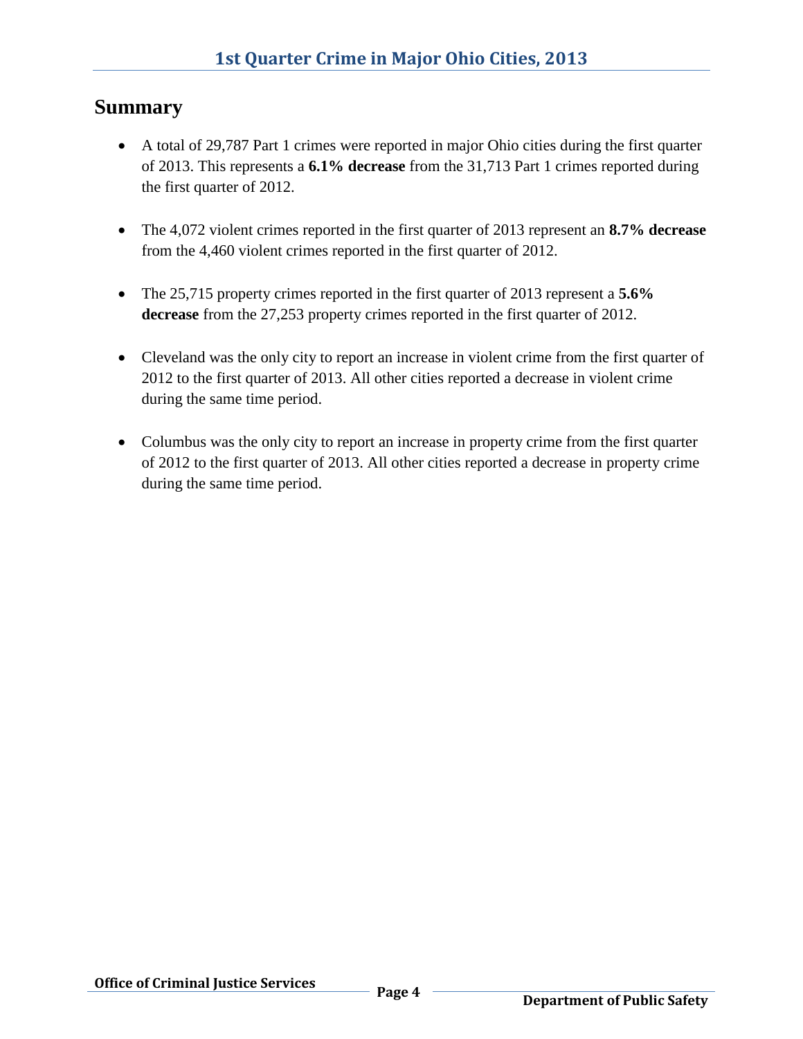## Summary

- A total of 29,787 Part 1 crimes were reported in major Ohio cities during the first quarter of 2013. This represents a **6.1% decrease** from the 31,713 Part 1 crimes reported during the first quarter of 2012.

- The 4,072 violent crimes reported in the first quarter of 2013 represent an **8.7% decrease** from the 4,460 violent crimes reported in the first quarter of 2012.

- The 25,715 property crimes reported in the first quarter of 2013 represent a **5.6% decrease** from the 27,253 property crimes reported in the first quarter of 2012.

- Cleveland was the only city to report an increase in violent crime from the first quarter of 2012 to the first quarter of 2013. All other cities reported a decrease in violent crime during the same time period.

- Columbus was the only city to report an increase in property crime from the first quarter of 2012 to the first quarter of 2013. All other cities reported a decrease in property crime during the same time period.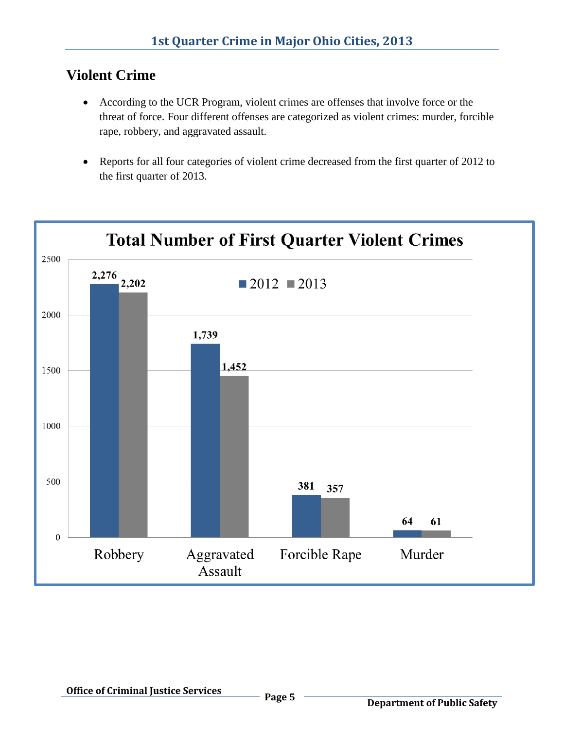## Violent Crime

- According to the UCR Program, violent crimes are offenses that involve force or the threat of force. Four different offenses are categorized as violent crimes: murder, forcible rape, robbery, and aggravated assault.
- Reports for all four categories of violent crime decreased from the first quarter of 2012 to the first quarter of 2013.

**Total Number of First Quarter Violent Crimes**

| | 2012 | 2013 |
|---|---|---|
| Robbery | 2,276 | 2,202 |
| Aggravated Assault | 1,739 | 1,452 |
| Forcible Rape | 381 | 357 |
| Murder | 64 | 61 |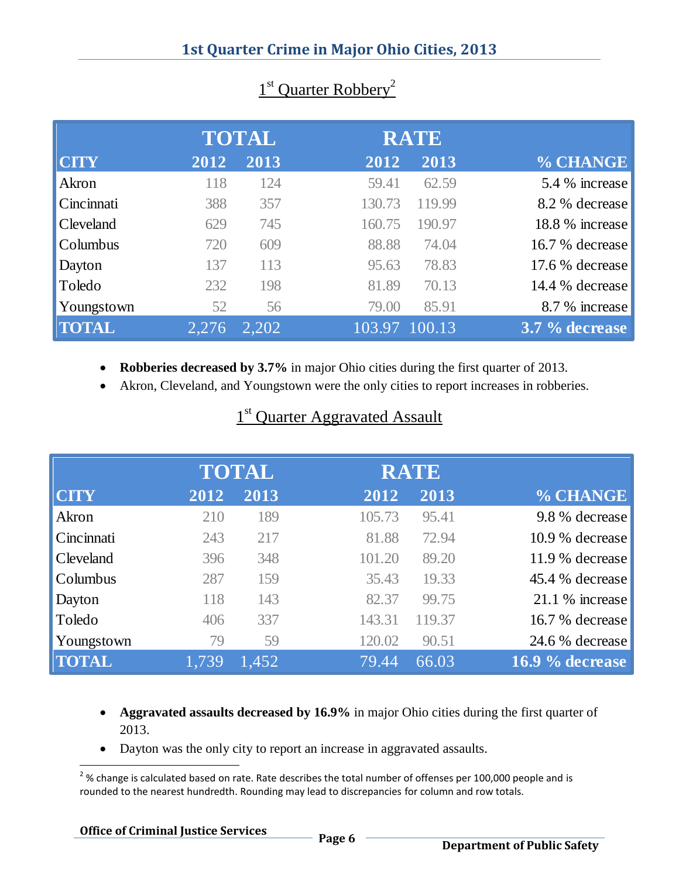## 1st Quarter Crime in Major Ohio Cities, 2013

### 1st Quarter Robbery[2]

| CITY | TOTAL 2012 | TOTAL 2013 | RATE 2012 | RATE 2013 | % CHANGE |
|---|---|---|---|---|---|
| Akron | 118 | 124 | 59.41 | 62.59 | 5.4 % increase |
| Cincinnati | 388 | 357 | 130.73 | 119.99 | 8.2 % decrease |
| Cleveland | 629 | 745 | 160.75 | 190.97 | 18.8 % increase |
| Columbus | 720 | 609 | 88.88 | 74.04 | 16.7 % decrease |
| Dayton | 137 | 113 | 95.63 | 78.83 | 17.6 % decrease |
| Toledo | 232 | 198 | 81.89 | 70.13 | 14.4 % decrease |
| Youngstown | 52 | 56 | 79.00 | 85.91 | 8.7 % increase |
| **TOTAL** | 2,276 | 2,202 | 103.97 | 100.13 | **3.7 % decrease** |

- **Robberies decreased by 3.7%** in major Ohio cities during the first quarter of 2013.
- Akron, Cleveland, and Youngstown were the only cities to report increases in robberies.

### 1st Quarter Aggravated Assault

| CITY | TOTAL 2012 | TOTAL 2013 | RATE 2012 | RATE 2013 | % CHANGE |
|---|---|---|---|---|---|
| Akron | 210 | 189 | 105.73 | 95.41 | 9.8 % decrease |
| Cincinnati | 243 | 217 | 81.88 | 72.94 | 10.9 % decrease |
| Cleveland | 396 | 348 | 101.20 | 89.20 | 11.9 % decrease |
| Columbus | 287 | 159 | 35.43 | 19.33 | 45.4 % decrease |
| Dayton | 118 | 143 | 82.37 | 99.75 | 21.1 % increase |
| Toledo | 406 | 337 | 143.31 | 119.37 | 16.7 % decrease |
| Youngstown | 79 | 59 | 120.02 | 90.51 | 24.6 % decrease |
| **TOTAL** | 1,739 | 1,452 | 79.44 | 66.03 | **16.9 % decrease** |

- **Aggravated assaults decreased by 16.9%** in major Ohio cities during the first quarter of 2013.
- Dayton was the only city to report an increase in aggravated assaults.

[2] % change is calculated based on rate. Rate describes the total number of offenses per 100,000 people and is rounded to the nearest hundredth. Rounding may lead to discrepancies for column and row totals.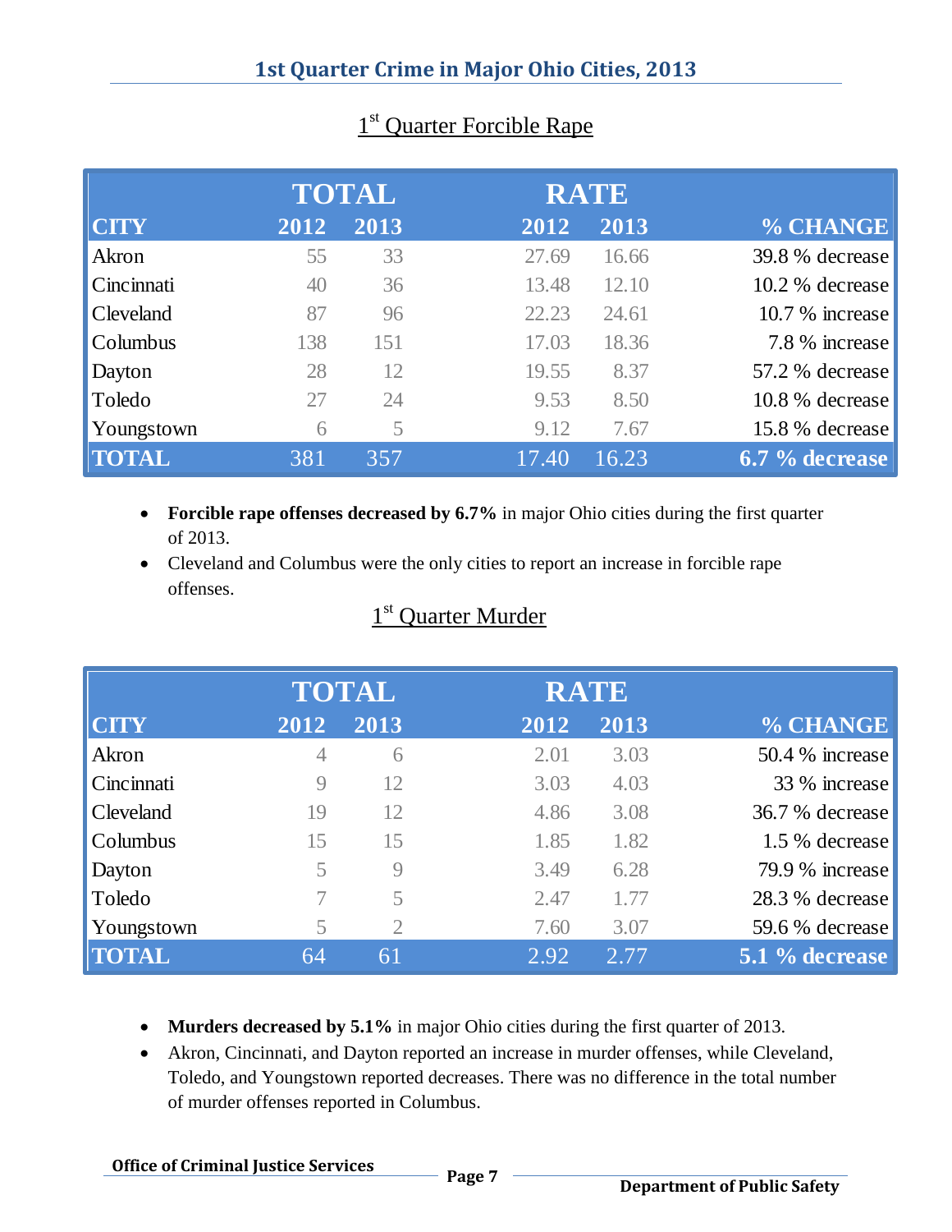# 1st Quarter Crime in Major Ohio Cities, 2013

## 1st Quarter Forcible Rape

| | TOTAL | | RATE | | |
|---|---|---|---|---|---|
| **CITY** | **2012** | **2013** | **2012** | **2013** | **% CHANGE** |
| Akron | 55 | 33 | 27.69 | 16.66 | 39.8 % decrease |
| Cincinnati | 40 | 36 | 13.48 | 12.10 | 10.2 % decrease |
| Cleveland | 87 | 96 | 22.23 | 24.61 | 10.7 % increase |
| Columbus | 138 | 151 | 17.03 | 18.36 | 7.8 % increase |
| Dayton | 28 | 12 | 19.55 | 8.37 | 57.2 % decrease |
| Toledo | 27 | 24 | 9.53 | 8.50 | 10.8 % decrease |
| Youngstown | 6 | 5 | 9.12 | 7.67 | 15.8 % decrease |
| **TOTAL** | 381 | 357 | 17.40 | 16.23 | **6.7 % decrease** |

- **Forcible rape offenses decreased by 6.7%** in major Ohio cities during the first quarter of 2013.
- Cleveland and Columbus were the only cities to report an increase in forcible rape offenses.

## 1st Quarter Murder

| | TOTAL | | RATE | | |
|---|---|---|---|---|---|
| **CITY** | **2012** | **2013** | **2012** | **2013** | **% CHANGE** |
| Akron | 4 | 6 | 2.01 | 3.03 | 50.4 % increase |
| Cincinnati | 9 | 12 | 3.03 | 4.03 | 33 % increase |
| Cleveland | 19 | 12 | 4.86 | 3.08 | 36.7 % decrease |
| Columbus | 15 | 15 | 1.85 | 1.82 | 1.5 % decrease |
| Dayton | 5 | 9 | 3.49 | 6.28 | 79.9 % increase |
| Toledo | 7 | 5 | 2.47 | 1.77 | 28.3 % decrease |
| Youngstown | 5 | 2 | 7.60 | 3.07 | 59.6 % decrease |
| **TOTAL** | 64 | 61 | 2.92 | 2.77 | **5.1 % decrease** |

- **Murders decreased by 5.1%** in major Ohio cities during the first quarter of 2013.
- Akron, Cincinnati, and Dayton reported an increase in murder offenses, while Cleveland, Toledo, and Youngstown reported decreases. There was no difference in the total number of murder offenses reported in Columbus.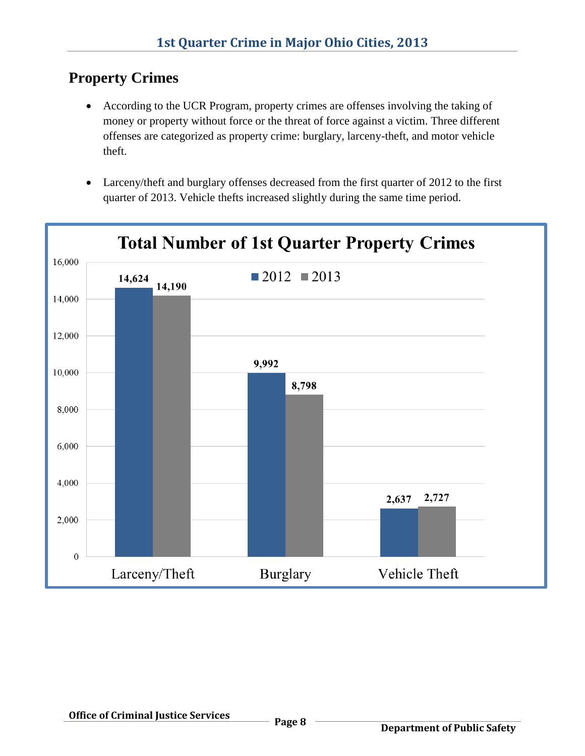## Property Crimes

- According to the UCR Program, property crimes are offenses involving the taking of money or property without force or the threat of force against a victim. Three different offenses are categorized as property crime: burglary, larceny-theft, and motor vehicle theft.

- Larceny/theft and burglary offenses decreased from the first quarter of 2012 to the first quarter of 2013. Vehicle thefts increased slightly during the same time period.

**Total Number of 1st Quarter Property Crimes**

| | 2012 | 2013 |
|---|---|---|
| Larceny/Theft | 14,624 | 14,190 |
| Burglary | 9,992 | 8,798 |
| Vehicle Theft | 2,637 | 2,727 |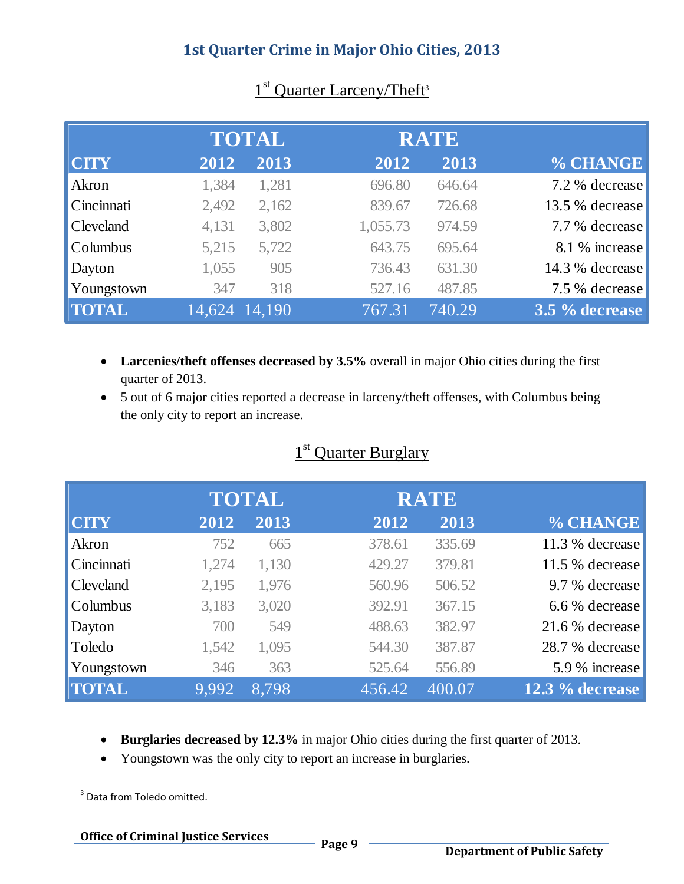# 1st Quarter Crime in Major Ohio Cities, 2013

## 1st Quarter Larceny/Theft[3]

| CITY | TOTAL 2012 | TOTAL 2013 | RATE 2012 | RATE 2013 | % CHANGE |
|---|---|---|---|---|---|
| Akron | 1,384 | 1,281 | 696.80 | 646.64 | 7.2 % decrease |
| Cincinnati | 2,492 | 2,162 | 839.67 | 726.68 | 13.5 % decrease |
| Cleveland | 4,131 | 3,802 | 1,055.73 | 974.59 | 7.7 % decrease |
| Columbus | 5,215 | 5,722 | 643.75 | 695.64 | 8.1 % increase |
| Dayton | 1,055 | 905 | 736.43 | 631.30 | 14.3 % decrease |
| Youngstown | 347 | 318 | 527.16 | 487.85 | 7.5 % decrease |
| **TOTAL** | **14,624** | **14,190** | **767.31** | **740.29** | **3.5 % decrease** |

- **Larcenies/theft offenses decreased by 3.5%** overall in major Ohio cities during the first quarter of 2013.
- 5 out of 6 major cities reported a decrease in larceny/theft offenses, with Columbus being the only city to report an increase.

## 1st Quarter Burglary

| CITY | TOTAL 2012 | TOTAL 2013 | RATE 2012 | RATE 2013 | % CHANGE |
|---|---|---|---|---|---|
| Akron | 752 | 665 | 378.61 | 335.69 | 11.3 % decrease |
| Cincinnati | 1,274 | 1,130 | 429.27 | 379.81 | 11.5 % decrease |
| Cleveland | 2,195 | 1,976 | 560.96 | 506.52 | 9.7 % decrease |
| Columbus | 3,183 | 3,020 | 392.91 | 367.15 | 6.6 % decrease |
| Dayton | 700 | 549 | 488.63 | 382.97 | 21.6 % decrease |
| Toledo | 1,542 | 1,095 | 544.30 | 387.87 | 28.7 % decrease |
| Youngstown | 346 | 363 | 525.64 | 556.89 | 5.9 % increase |
| **TOTAL** | **9,992** | **8,798** | **456.42** | **400.07** | **12.3 % decrease** |

- **Burglaries decreased by 12.3%** in major Ohio cities during the first quarter of 2013.
- Youngstown was the only city to report an increase in burglaries.

[3] Data from Toledo omitted.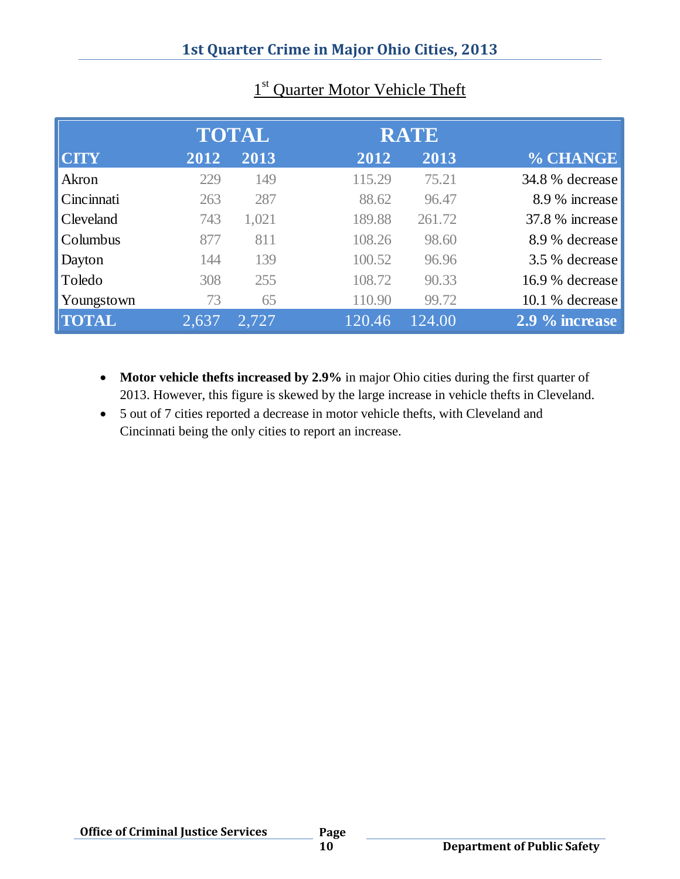## 1st Quarter Motor Vehicle Theft

| | TOTAL | | RATE | | |
|---|---|---|---|---|---|
| CITY | 2012 | 2013 | 2012 | 2013 | % CHANGE |
| Akron | 229 | 149 | 115.29 | 75.21 | 34.8 % decrease |
| Cincinnati | 263 | 287 | 88.62 | 96.47 | 8.9 % increase |
| Cleveland | 743 | 1,021 | 189.88 | 261.72 | 37.8 % increase |
| Columbus | 877 | 811 | 108.26 | 98.60 | 8.9 % decrease |
| Dayton | 144 | 139 | 100.52 | 96.96 | 3.5 % decrease |
| Toledo | 308 | 255 | 108.72 | 90.33 | 16.9 % decrease |
| Youngstown | 73 | 65 | 110.90 | 99.72 | 10.1 % decrease |
| **TOTAL** | 2,637 | 2,727 | 120.46 | 124.00 | **2.9 % increase** |

- **Motor vehicle thefts increased by 2.9%** in major Ohio cities during the first quarter of 2013. However, this figure is skewed by the large increase in vehicle thefts in Cleveland.
- 5 out of 7 cities reported a decrease in motor vehicle thefts, with Cleveland and Cincinnati being the only cities to report an increase.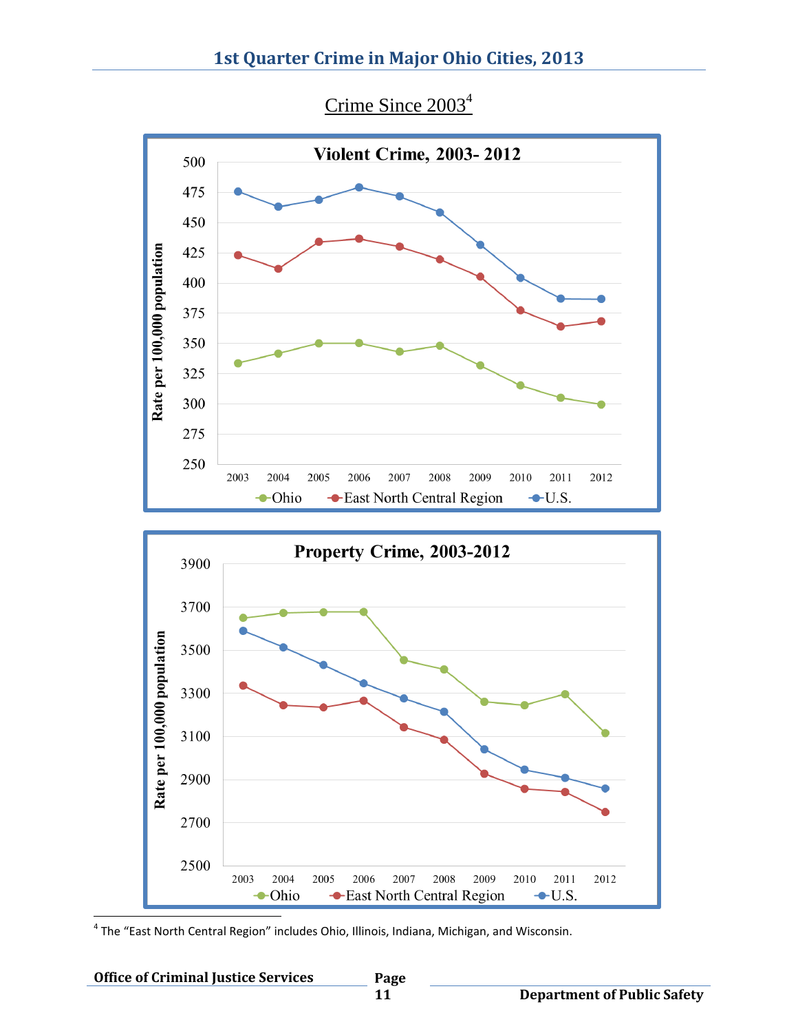## Crime Since 2003[4]

**Violent Crime, 2003- 2012**

Rate per 100,000 population

500
475
450
425
400
375
350
325
300
275
250

2003 2004 2005 2006 2007 2008 2009 2010 2011 2012

Ohio — East North Central Region — U.S.

**Property Crime, 2003-2012**

Rate per 100,000 population

3900
3700
3500
3300
3100
2900
2700
2500

2003 2004 2005 2006 2007 2008 2009 2010 2011 2012

Ohio — East North Central Region — U.S.

[4] The "East North Central Region" includes Ohio, Illinois, Indiana, Michigan, and Wisconsin.